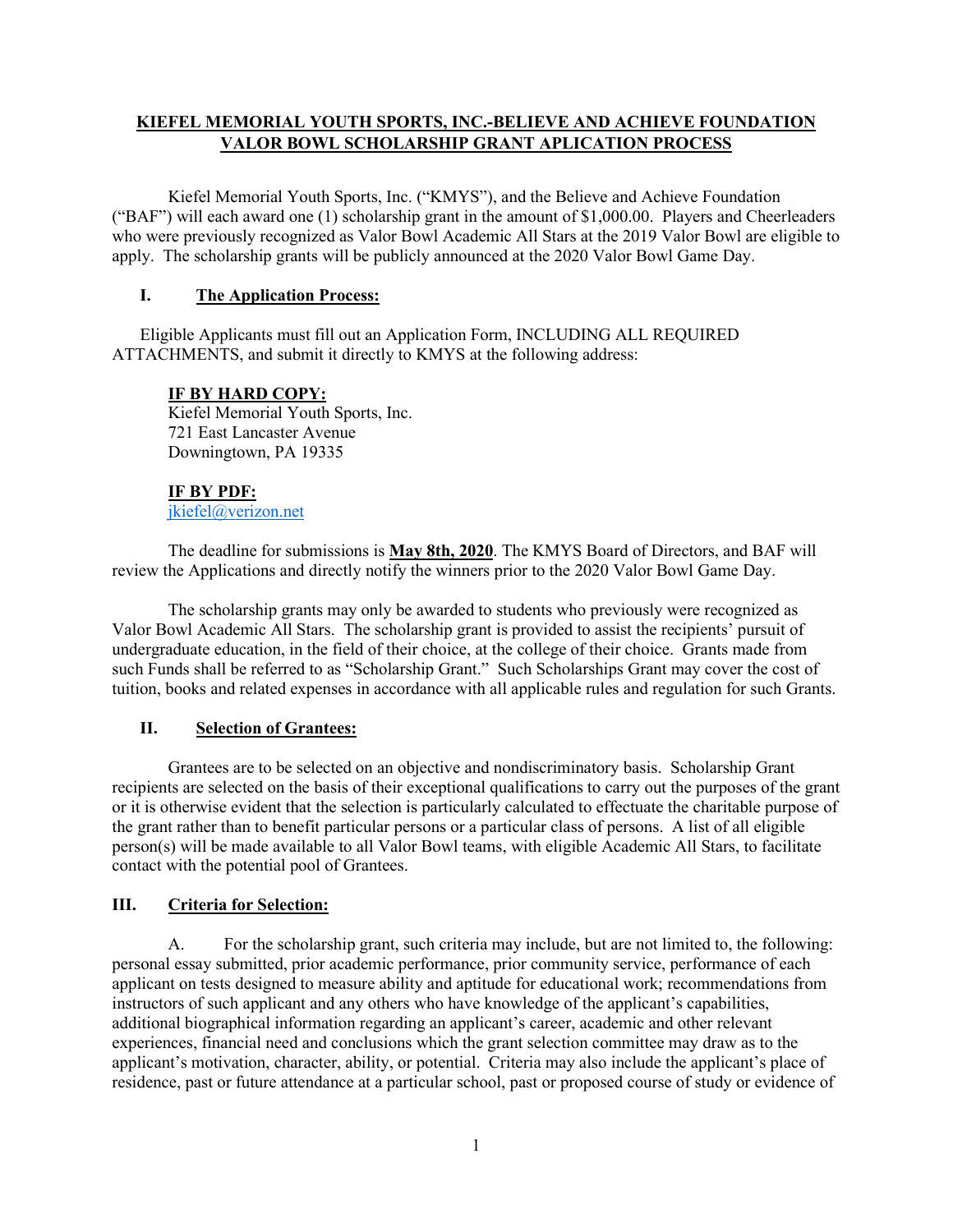# KIEFEL MEMORIAL YOUTH SPORTS, INC.-BELIEVE AND ACHIEVE FOUNDATION VALOR BOWL SCHOLARSHIP GRANT APLICATION PROCESS

Kiefel Memorial Youth Sports, Inc. ("KMYS"), and the Believe and Achieve Foundation ("BAF") will each award one (1) scholarship grant in the amount of $1,000.00. Players and Cheerleaders who were previously recognized as Valor Bowl Academic All Stars at the 2019 Valor Bowl are eligible to apply. The scholarship grants will be publicly announced at the 2020 Valor Bowl Game Day.

## I. The Application Process:

Eligible Applicants must fill out an Application Form, INCLUDING ALL REQUIRED ATTACHMENTS, and submit it directly to KMYS at the following address:

**IF BY HARD COPY:**
Kiefel Memorial Youth Sports, Inc.
721 East Lancaster Avenue
Downingtown, PA 19335

**IF BY PDF:**
jkiefel@verizon.net

The deadline for submissions is **May 8th, 2020**. The KMYS Board of Directors, and BAF will review the Applications and directly notify the winners prior to the 2020 Valor Bowl Game Day.

The scholarship grants may only be awarded to students who previously were recognized as Valor Bowl Academic All Stars. The scholarship grant is provided to assist the recipients' pursuit of undergraduate education, in the field of their choice, at the college of their choice. Grants made from such Funds shall be referred to as "Scholarship Grant." Such Scholarships Grant may cover the cost of tuition, books and related expenses in accordance with all applicable rules and regulation for such Grants.

## II. Selection of Grantees:

Grantees are to be selected on an objective and nondiscriminatory basis. Scholarship Grant recipients are selected on the basis of their exceptional qualifications to carry out the purposes of the grant or it is otherwise evident that the selection is particularly calculated to effectuate the charitable purpose of the grant rather than to benefit particular persons or a particular class of persons. A list of all eligible person(s) will be made available to all Valor Bowl teams, with eligible Academic All Stars, to facilitate contact with the potential pool of Grantees.

## III. Criteria for Selection:

A. For the scholarship grant, such criteria may include, but are not limited to, the following: personal essay submitted, prior academic performance, prior community service, performance of each applicant on tests designed to measure ability and aptitude for educational work; recommendations from instructors of such applicant and any others who have knowledge of the applicant's capabilities, additional biographical information regarding an applicant's career, academic and other relevant experiences, financial need and conclusions which the grant selection committee may draw as to the applicant's motivation, character, ability, or potential. Criteria may also include the applicant's place of residence, past or future attendance at a particular school, past or proposed course of study or evidence of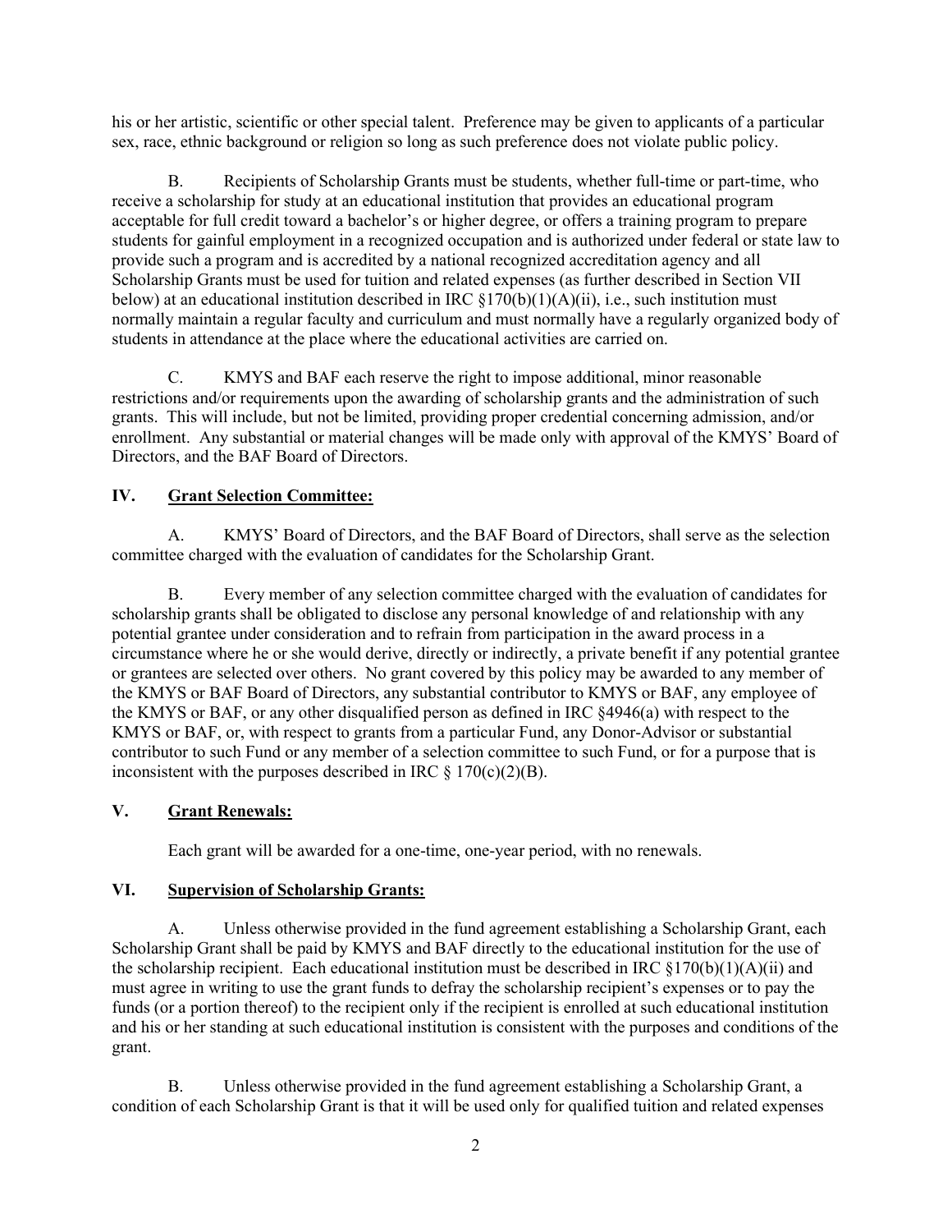his or her artistic, scientific or other special talent. Preference may be given to applicants of a particular sex, race, ethnic background or religion so long as such preference does not violate public policy.

B. Recipients of Scholarship Grants must be students, whether full-time or part-time, who receive a scholarship for study at an educational institution that provides an educational program acceptable for full credit toward a bachelor's or higher degree, or offers a training program to prepare students for gainful employment in a recognized occupation and is authorized under federal or state law to provide such a program and is accredited by a national recognized accreditation agency and all Scholarship Grants must be used for tuition and related expenses (as further described in Section VII below) at an educational institution described in IRC §170(b)(1)(A)(ii), i.e., such institution must normally maintain a regular faculty and curriculum and must normally have a regularly organized body of students in attendance at the place where the educational activities are carried on.

C. KMYS and BAF each reserve the right to impose additional, minor reasonable restrictions and/or requirements upon the awarding of scholarship grants and the administration of such grants. This will include, but not be limited, providing proper credential concerning admission, and/or enrollment. Any substantial or material changes will be made only with approval of the KMYS' Board of Directors, and the BAF Board of Directors.

## IV. <u>Grant Selection Committee:</u>

A. KMYS' Board of Directors, and the BAF Board of Directors, shall serve as the selection committee charged with the evaluation of candidates for the Scholarship Grant.

B. Every member of any selection committee charged with the evaluation of candidates for scholarship grants shall be obligated to disclose any personal knowledge of and relationship with any potential grantee under consideration and to refrain from participation in the award process in a circumstance where he or she would derive, directly or indirectly, a private benefit if any potential grantee or grantees are selected over others. No grant covered by this policy may be awarded to any member of the KMYS or BAF Board of Directors, any substantial contributor to KMYS or BAF, any employee of the KMYS or BAF, or any other disqualified person as defined in IRC §4946(a) with respect to the KMYS or BAF, or, with respect to grants from a particular Fund, any Donor-Advisor or substantial contributor to such Fund or any member of a selection committee to such Fund, or for a purpose that is inconsistent with the purposes described in IRC § 170(c)(2)(B).

## V. <u>Grant Renewals:</u>

Each grant will be awarded for a one-time, one-year period, with no renewals.

## VI. <u>Supervision of Scholarship Grants:</u>

A. Unless otherwise provided in the fund agreement establishing a Scholarship Grant, each Scholarship Grant shall be paid by KMYS and BAF directly to the educational institution for the use of the scholarship recipient. Each educational institution must be described in IRC §170(b)(1)(A)(ii) and must agree in writing to use the grant funds to defray the scholarship recipient's expenses or to pay the funds (or a portion thereof) to the recipient only if the recipient is enrolled at such educational institution and his or her standing at such educational institution is consistent with the purposes and conditions of the grant.

B. Unless otherwise provided in the fund agreement establishing a Scholarship Grant, a condition of each Scholarship Grant is that it will be used only for qualified tuition and related expenses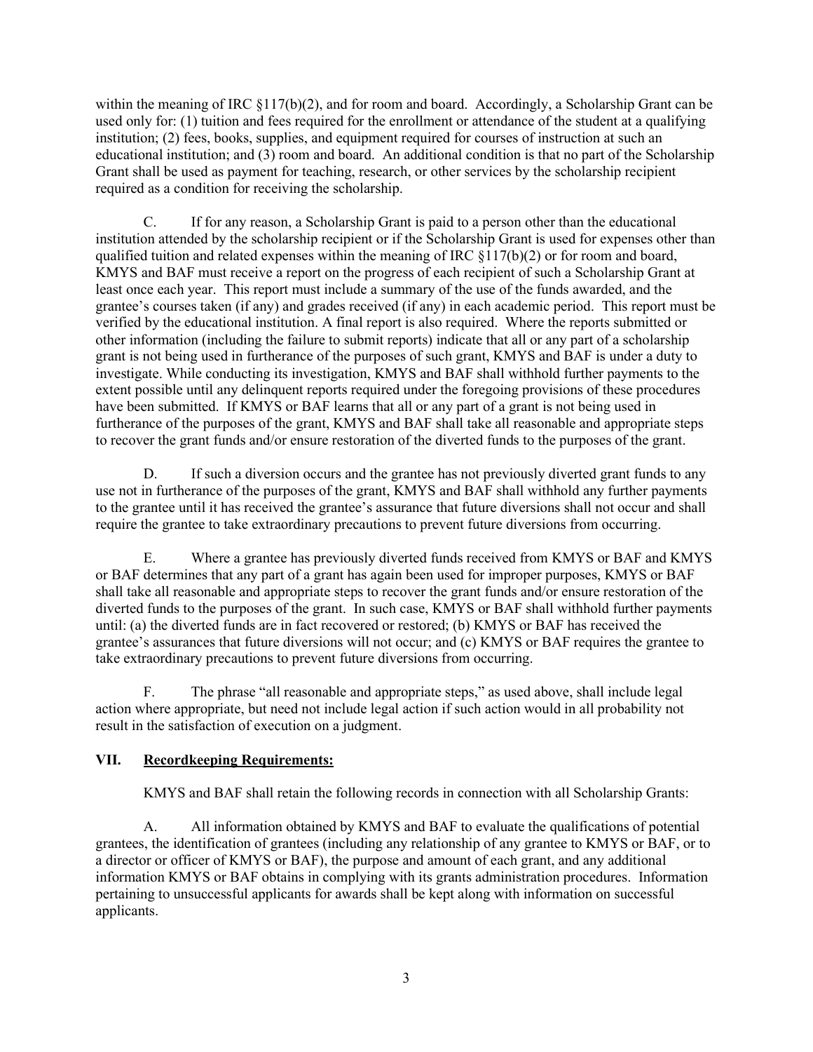within the meaning of IRC §117(b)(2), and for room and board. Accordingly, a Scholarship Grant can be used only for: (1) tuition and fees required for the enrollment or attendance of the student at a qualifying institution; (2) fees, books, supplies, and equipment required for courses of instruction at such an educational institution; and (3) room and board. An additional condition is that no part of the Scholarship Grant shall be used as payment for teaching, research, or other services by the scholarship recipient required as a condition for receiving the scholarship.

C. If for any reason, a Scholarship Grant is paid to a person other than the educational institution attended by the scholarship recipient or if the Scholarship Grant is used for expenses other than qualified tuition and related expenses within the meaning of IRC §117(b)(2) or for room and board, KMYS and BAF must receive a report on the progress of each recipient of such a Scholarship Grant at least once each year. This report must include a summary of the use of the funds awarded, and the grantee's courses taken (if any) and grades received (if any) in each academic period. This report must be verified by the educational institution. A final report is also required. Where the reports submitted or other information (including the failure to submit reports) indicate that all or any part of a scholarship grant is not being used in furtherance of the purposes of such grant, KMYS and BAF is under a duty to investigate. While conducting its investigation, KMYS and BAF shall withhold further payments to the extent possible until any delinquent reports required under the foregoing provisions of these procedures have been submitted. If KMYS or BAF learns that all or any part of a grant is not being used in furtherance of the purposes of the grant, KMYS and BAF shall take all reasonable and appropriate steps to recover the grant funds and/or ensure restoration of the diverted funds to the purposes of the grant.

D. If such a diversion occurs and the grantee has not previously diverted grant funds to any use not in furtherance of the purposes of the grant, KMYS and BAF shall withhold any further payments to the grantee until it has received the grantee's assurance that future diversions shall not occur and shall require the grantee to take extraordinary precautions to prevent future diversions from occurring.

E. Where a grantee has previously diverted funds received from KMYS or BAF and KMYS or BAF determines that any part of a grant has again been used for improper purposes, KMYS or BAF shall take all reasonable and appropriate steps to recover the grant funds and/or ensure restoration of the diverted funds to the purposes of the grant. In such case, KMYS or BAF shall withhold further payments until: (a) the diverted funds are in fact recovered or restored; (b) KMYS or BAF has received the grantee's assurances that future diversions will not occur; and (c) KMYS or BAF requires the grantee to take extraordinary precautions to prevent future diversions from occurring.

F. The phrase "all reasonable and appropriate steps," as used above, shall include legal action where appropriate, but need not include legal action if such action would in all probability not result in the satisfaction of execution on a judgment.

## VII. Recordkeeping Requirements:

KMYS and BAF shall retain the following records in connection with all Scholarship Grants:

A. All information obtained by KMYS and BAF to evaluate the qualifications of potential grantees, the identification of grantees (including any relationship of any grantee to KMYS or BAF, or to a director or officer of KMYS or BAF), the purpose and amount of each grant, and any additional information KMYS or BAF obtains in complying with its grants administration procedures. Information pertaining to unsuccessful applicants for awards shall be kept along with information on successful applicants.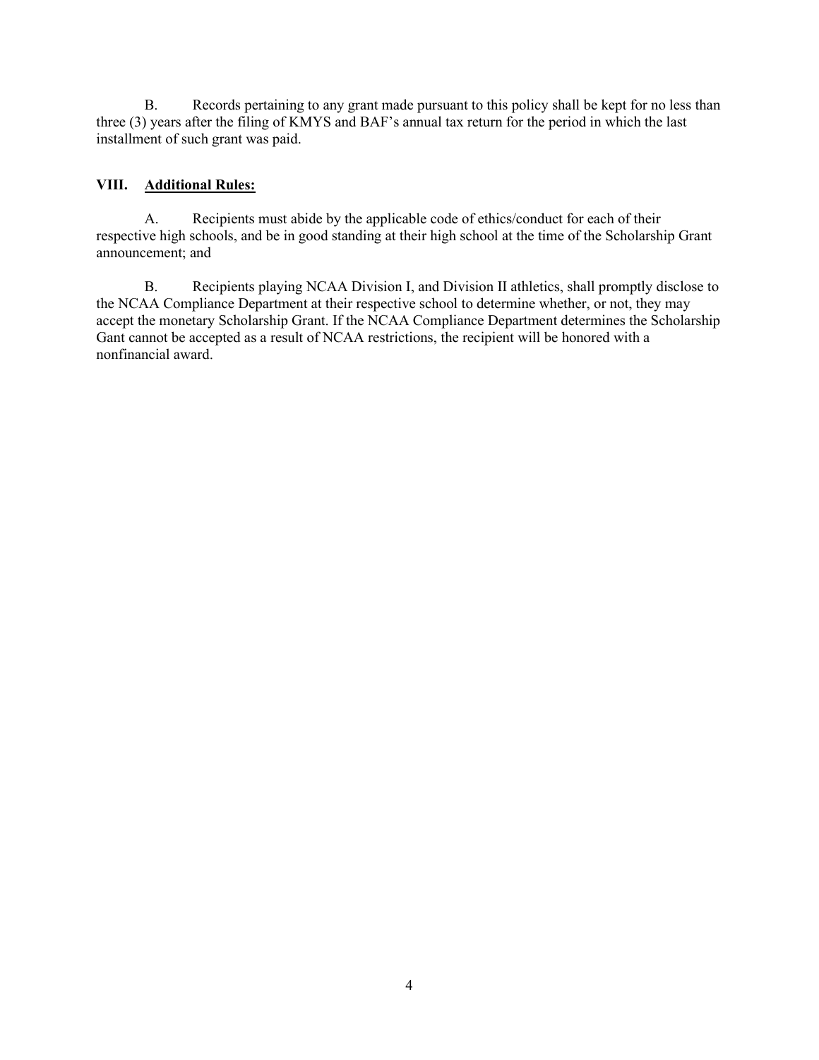B. Records pertaining to any grant made pursuant to this policy shall be kept for no less than three (3) years after the filing of KMYS and BAF's annual tax return for the period in which the last installment of such grant was paid.

## VIII. Additional Rules:

A. Recipients must abide by the applicable code of ethics/conduct for each of their respective high schools, and be in good standing at their high school at the time of the Scholarship Grant announcement; and

B. Recipients playing NCAA Division I, and Division II athletics, shall promptly disclose to the NCAA Compliance Department at their respective school to determine whether, or not, they may accept the monetary Scholarship Grant. If the NCAA Compliance Department determines the Scholarship Gant cannot be accepted as a result of NCAA restrictions, the recipient will be honored with a nonfinancial award.